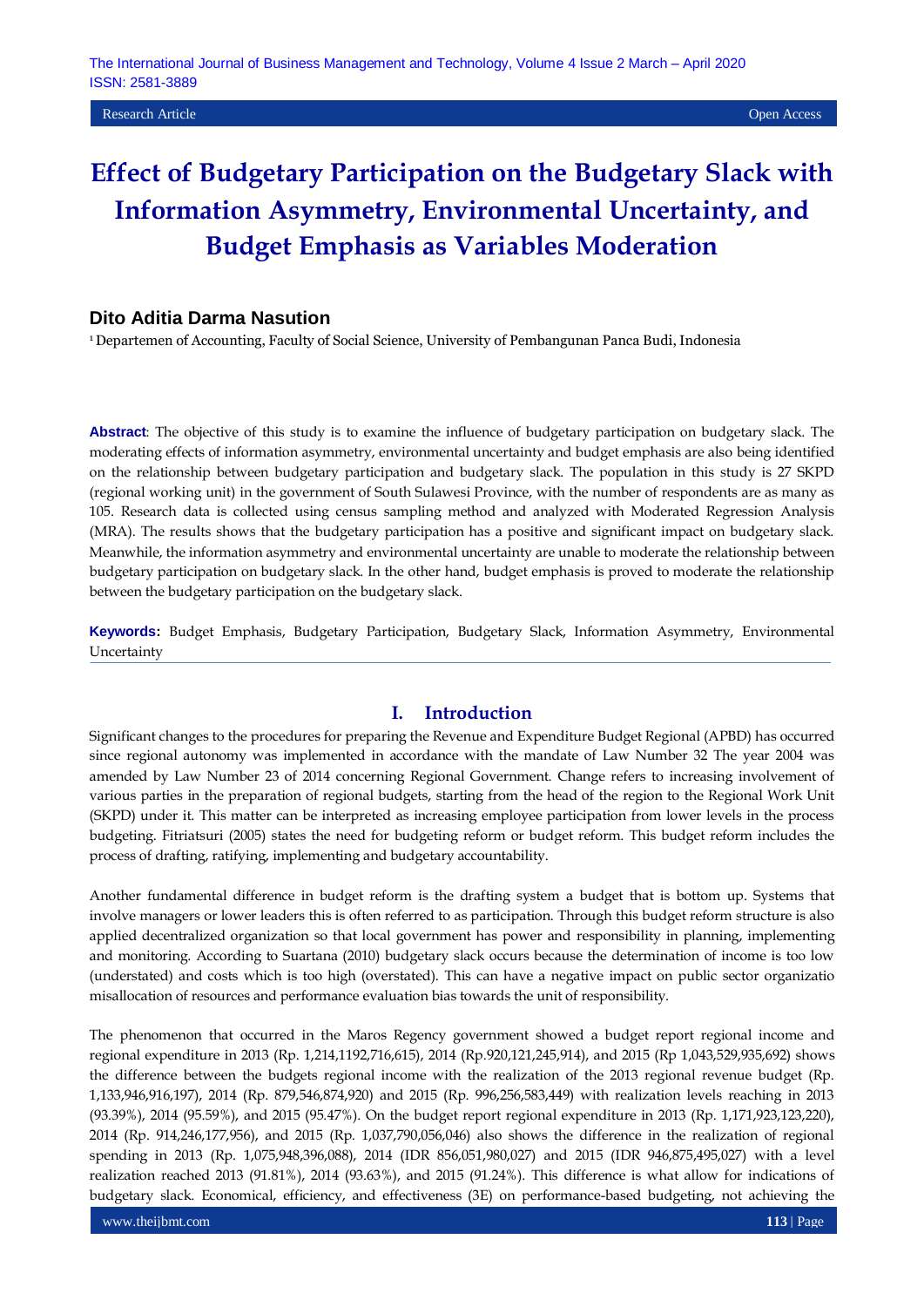Research Article Open Access

# Effect of Budgetary Participation on the Budgetary Slack with Information Asymmetry, Environmental Uncertainty, and Budget Emphasis as Variables Moderation

**Dito Aditia Darma Nasution**

[1] Departemen of Accounting, Faculty of Social Science, University of Pembangunan Panca Budi, Indonesia

**Abstract**: The objective of this study is to examine the influence of budgetary participation on budgetary slack. The moderating effects of information asymmetry, environmental uncertainty and budget emphasis are also being identified on the relationship between budgetary participation and budgetary slack. The population in this study is 27 SKPD (regional working unit) in the government of South Sulawesi Province, with the number of respondents are as many as 105. Research data is collected using census sampling method and analyzed with Moderated Regression Analysis (MRA). The results shows that the budgetary participation has a positive and significant impact on budgetary slack. Meanwhile, the information asymmetry and environmental uncertainty are unable to moderate the relationship between budgetary participation on budgetary slack. In the other hand, budget emphasis is proved to moderate the relationship between the budgetary participation on the budgetary slack.

**Keywords:** Budget Emphasis, Budgetary Participation, Budgetary Slack, Information Asymmetry, Environmental Uncertainty

## I. Introduction

Significant changes to the procedures for preparing the Revenue and Expenditure Budget Regional (APBD) has occurred since regional autonomy was implemented in accordance with the mandate of Law Number 32 The year 2004 was amended by Law Number 23 of 2014 concerning Regional Government. Change refers to increasing involvement of various parties in the preparation of regional budgets, starting from the head of the region to the Regional Work Unit (SKPD) under it. This matter can be interpreted as increasing employee participation from lower levels in the process budgeting. Fitriatsuri (2005) states the need for budgeting reform or budget reform. This budget reform includes the process of drafting, ratifying, implementing and budgetary accountability.

Another fundamental difference in budget reform is the drafting system a budget that is bottom up. Systems that involve managers or lower leaders this is often referred to as participation. Through this budget reform structure is also applied decentralized organization so that local government has power and responsibility in planning, implementing and monitoring. According to Suartana (2010) budgetary slack occurs because the determination of income is too low (understated) and costs which is too high (overstated). This can have a negative impact on public sector organizatio misallocation of resources and performance evaluation bias towards the unit of responsibility.

The phenomenon that occurred in the Maros Regency government showed a budget report regional income and regional expenditure in 2013 (Rp. 1,214,1192,716,615), 2014 (Rp.920,121,245,914), and 2015 (Rp 1,043,529,935,692) shows the difference between the budgets regional income with the realization of the 2013 regional revenue budget (Rp. 1,133,946,916,197), 2014 (Rp. 879,546,874,920) and 2015 (Rp. 996,256,583,449) with realization levels reaching in 2013 (93.39%), 2014 (95.59%), and 2015 (95.47%). On the budget report regional expenditure in 2013 (Rp. 1,171,923,123,220), 2014 (Rp. 914,246,177,956), and 2015 (Rp. 1,037,790,056,046) also shows the difference in the realization of regional spending in 2013 (Rp. 1,075,948,396,088), 2014 (IDR 856,051,980,027) and 2015 (IDR 946,875,495,027) with a level realization reached 2013 (91.81%), 2014 (93.63%), and 2015 (91.24%). This difference is what allow for indications of budgetary slack. Economical, efficiency, and effectiveness (3E) on performance-based budgeting, not achieving the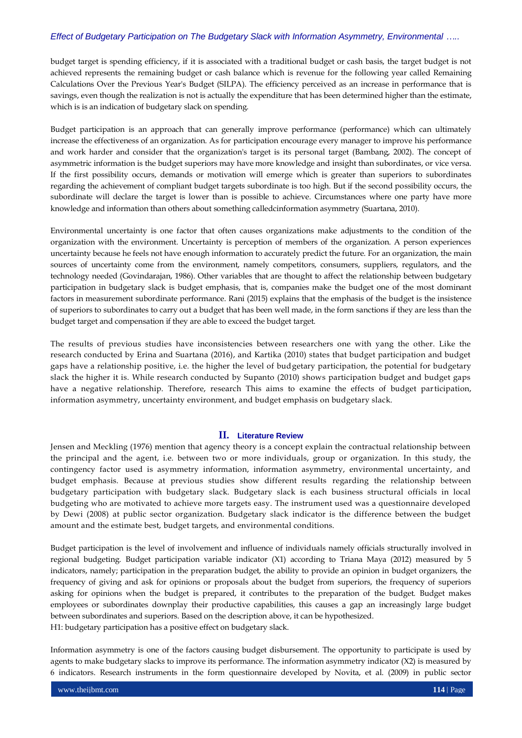budget target is spending efficiency, if it is associated with a traditional budget or cash basis, the target budget is not achieved represents the remaining budget or cash balance which is revenue for the following year called Remaining Calculations Over the Previous Year's Budget (SILPA). The efficiency perceived as an increase in performance that is savings, even though the realization is not is actually the expenditure that has been determined higher than the estimate, which is is an indication of budgetary slack on spending.

Budget participation is an approach that can generally improve performance (performance) which can ultimately increase the effectiveness of an organization. As for participation encourage every manager to improve his performance and work harder and consider that the organization's target is its personal target (Bambang, 2002). The concept of asymmetric information is the budget superiors may have more knowledge and insight than subordinates, or vice versa. If the first possibility occurs, demands or motivation will emerge which is greater than superiors to subordinates regarding the achievement of compliant budget targets subordinate is too high. But if the second possibility occurs, the subordinate will declare the target is lower than is possible to achieve. Circumstances where one party have more knowledge and information than others about something calledcinformation asymmetry (Suartana, 2010).

Environmental uncertainty is one factor that often causes organizations make adjustments to the condition of the organization with the environment. Uncertainty is perception of members of the organization. A person experiences uncertainty because he feels not have enough information to accurately predict the future. For an organization, the main sources of uncertainty come from the environment, namely competitors, consumers, suppliers, regulators, and the technology needed (Govindarajan, 1986). Other variables that are thought to affect the relationship between budgetary participation in budgetary slack is budget emphasis, that is, companies make the budget one of the most dominant factors in measurement subordinate performance. Rani (2015) explains that the emphasis of the budget is the insistence of superiors to subordinates to carry out a budget that has been well made, in the form sanctions if they are less than the budget target and compensation if they are able to exceed the budget target.

The results of previous studies have inconsistencies between researchers one with yang the other. Like the research conducted by Erina and Suartana (2016), and Kartika (2010) states that budget participation and budget gaps have a relationship positive, i.e. the higher the level of budgetary participation, the potential for budgetary slack the higher it is. While research conducted by Supanto (2010) shows participation budget and budget gaps have a negative relationship. Therefore, research This aims to examine the effects of budget participation, information asymmetry, uncertainty environment, and budget emphasis on budgetary slack.

## II. Literature Review

Jensen and Meckling (1976) mention that agency theory is a concept explain the contractual relationship between the principal and the agent, i.e. between two or more individuals, group or organization. In this study, the contingency factor used is asymmetry information, information asymmetry, environmental uncertainty, and budget emphasis. Because at previous studies show different results regarding the relationship between budgetary participation with budgetary slack. Budgetary slack is each business structural officials in local budgeting who are motivated to achieve more targets easy. The instrument used was a questionnaire developed by Dewi (2008) at public sector organization. Budgetary slack indicator is the difference between the budget amount and the estimate best, budget targets, and environmental conditions.

Budget participation is the level of involvement and influence of individuals namely officials structurally involved in regional budgeting. Budget participation variable indicator (X1) according to Triana Maya (2012) measured by 5 indicators, namely; participation in the preparation budget, the ability to provide an opinion in budget organizers, the frequency of giving and ask for opinions or proposals about the budget from superiors, the frequency of superiors asking for opinions when the budget is prepared, it contributes to the preparation of the budget. Budget makes employees or subordinates downplay their productive capabilities, this causes a gap an increasingly large budget between subordinates and superiors. Based on the description above, it can be hypothesized.
H1: budgetary participation has a positive effect on budgetary slack.

Information asymmetry is one of the factors causing budget disbursement. The opportunity to participate is used by agents to make budgetary slacks to improve its performance. The information asymmetry indicator (X2) is measured by 6 indicators. Research instruments in the form questionnaire developed by Novita, et al. (2009) in public sector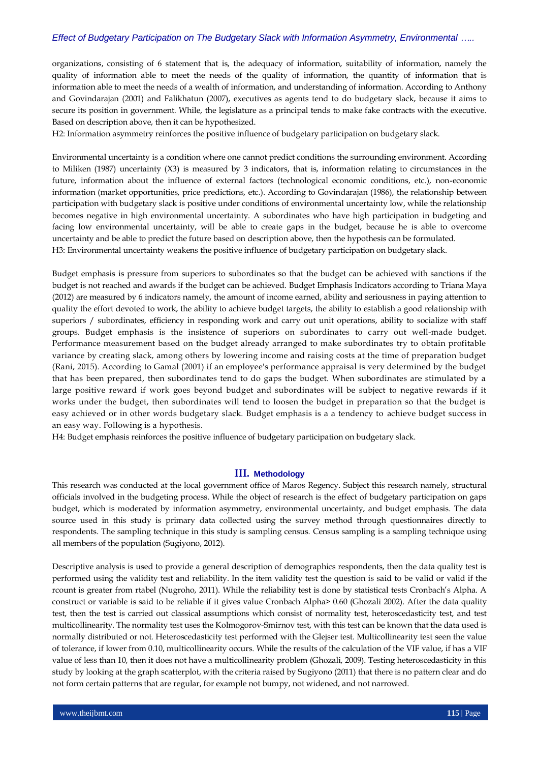organizations, consisting of 6 statement that is, the adequacy of information, suitability of information, namely the quality of information able to meet the needs of the quality of information, the quantity of information that is information able to meet the needs of a wealth of information, and understanding of information. According to Anthony and Govindarajan (2001) and Falikhatun (2007), executives as agents tend to do budgetary slack, because it aims to secure its position in government. While, the legislature as a principal tends to make fake contracts with the executive. Based on description above, then it can be hypothesized.

H2: Information asymmetry reinforces the positive influence of budgetary participation on budgetary slack.

Environmental uncertainty is a condition where one cannot predict conditions the surrounding environment. According to Miliken (1987) uncertainty (X3) is measured by 3 indicators, that is, information relating to circumstances in the future, information about the influence of external factors (technological economic conditions, etc.), non-economic information (market opportunities, price predictions, etc.). According to Govindarajan (1986), the relationship between participation with budgetary slack is positive under conditions of environmental uncertainty low, while the relationship becomes negative in high environmental uncertainty. A subordinates who have high participation in budgeting and facing low environmental uncertainty, will be able to create gaps in the budget, because he is able to overcome uncertainty and be able to predict the future based on description above, then the hypothesis can be formulated.

H3: Environmental uncertainty weakens the positive influence of budgetary participation on budgetary slack.

Budget emphasis is pressure from superiors to subordinates so that the budget can be achieved with sanctions if the budget is not reached and awards if the budget can be achieved. Budget Emphasis Indicators according to Triana Maya (2012) are measured by 6 indicators namely, the amount of income earned, ability and seriousness in paying attention to quality the effort devoted to work, the ability to achieve budget targets, the ability to establish a good relationship with superiors / subordinates, efficiency in responding work and carry out unit operations, ability to socialize with staff groups. Budget emphasis is the insistence of superiors on subordinates to carry out well-made budget. Performance measurement based on the budget already arranged to make subordinates try to obtain profitable variance by creating slack, among others by lowering income and raising costs at the time of preparation budget (Rani, 2015). According to Gamal (2001) if an employee's performance appraisal is very determined by the budget that has been prepared, then subordinates tend to do gaps the budget. When subordinates are stimulated by a large positive reward if work goes beyond budget and subordinates will be subject to negative rewards if it works under the budget, then subordinates will tend to loosen the budget in preparation so that the budget is easy achieved or in other words budgetary slack. Budget emphasis is a a tendency to achieve budget success in an easy way. Following is a hypothesis.

H4: Budget emphasis reinforces the positive influence of budgetary participation on budgetary slack.

## III. Methodology

This research was conducted at the local government office of Maros Regency. Subject this research namely, structural officials involved in the budgeting process. While the object of research is the effect of budgetary participation on gaps budget, which is moderated by information asymmetry, environmental uncertainty, and budget emphasis. The data source used in this study is primary data collected using the survey method through questionnaires directly to respondents. The sampling technique in this study is sampling census. Census sampling is a sampling technique using all members of the population (Sugiyono, 2012).

Descriptive analysis is used to provide a general description of demographics respondents, then the data quality test is performed using the validity test and reliability. In the item validity test the question is said to be valid or valid if the rcount is greater from rtabel (Nugroho, 2011). While the reliability test is done by statistical tests Cronbach's Alpha. A construct or variable is said to be reliable if it gives value Cronbach Alpha> 0.60 (Ghozali 2002). After the data quality test, then the test is carried out classical assumptions which consist of normality test, heteroscedasticity test, and test multicollinearity. The normality test uses the Kolmogorov-Smirnov test, with this test can be known that the data used is normally distributed or not. Heteroscedasticity test performed with the Glejser test. Multicollinearity test seen the value of tolerance, if lower from 0.10, multicollinearity occurs. While the results of the calculation of the VIF value, if has a VIF value of less than 10, then it does not have a multicollinearity problem (Ghozali, 2009). Testing heteroscedasticity in this study by looking at the graph scatterplot, with the criteria raised by Sugiyono (2011) that there is no pattern clear and do not form certain patterns that are regular, for example not bumpy, not widened, and not narrowed.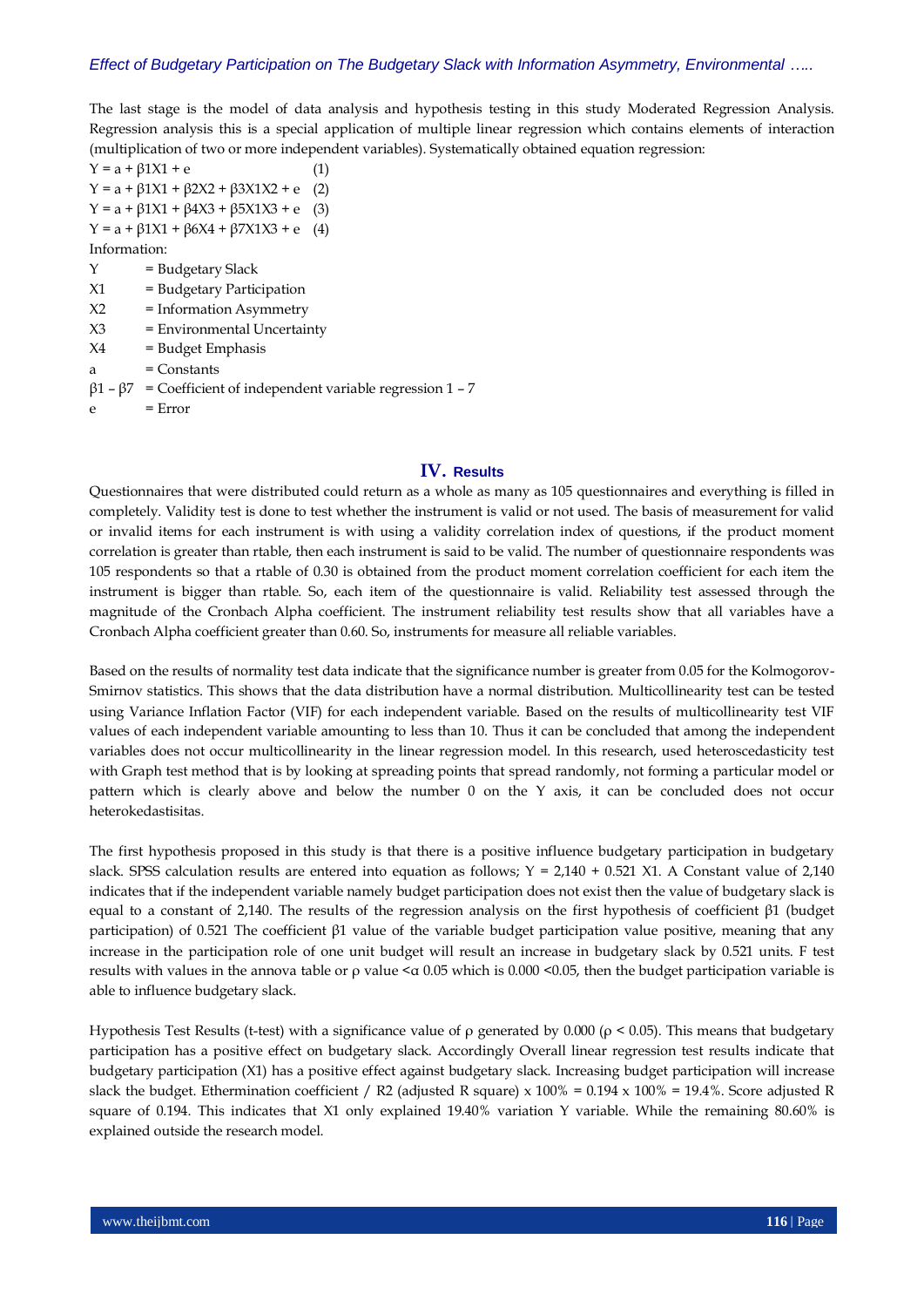The last stage is the model of data analysis and hypothesis testing in this study Moderated Regression Analysis. Regression analysis this is a special application of multiple linear regression which contains elements of interaction (multiplication of two or more independent variables). Systematically obtained equation regression:

$Y = a + \beta 1X1 + e$ (1)

$Y = a + \beta 1X1 + \beta 2X2 + \beta 3X1X2 + e$ (2)

$Y = a + \beta 1X1 + \beta 4X3 + \beta 5X1X3 + e$ (3)

$Y = a + \beta 1X1 + \beta 6X4 + \beta 7X1X3 + e$ (4)

Information:

Y = Budgetary Slack

X1 = Budgetary Participation

X2 = Information Asymmetry

X3 = Environmental Uncertainty

X4 = Budget Emphasis

a = Constants

$\beta 1 - \beta 7$ = Coefficient of independent variable regression 1 – 7

e = Error

## IV. Results

Questionnaires that were distributed could return as a whole as many as 105 questionnaires and everything is filled in completely. Validity test is done to test whether the instrument is valid or not used. The basis of measurement for valid or invalid items for each instrument is with using a validity correlation index of questions, if the product moment correlation is greater than rtable, then each instrument is said to be valid. The number of questionnaire respondents was 105 respondents so that a rtable of 0.30 is obtained from the product moment correlation coefficient for each item the instrument is bigger than rtable. So, each item of the questionnaire is valid. Reliability test assessed through the magnitude of the Cronbach Alpha coefficient. The instrument reliability test results show that all variables have a Cronbach Alpha coefficient greater than 0.60. So, instruments for measure all reliable variables.

Based on the results of normality test data indicate that the significance number is greater from 0.05 for the Kolmogorov-Smirnov statistics. This shows that the data distribution have a normal distribution. Multicollinearity test can be tested using Variance Inflation Factor (VIF) for each independent variable. Based on the results of multicollinearity test VIF values of each independent variable amounting to less than 10. Thus it can be concluded that among the independent variables does not occur multicollinearity in the linear regression model. In this research, used heteroscedasticity test with Graph test method that is by looking at spreading points that spread randomly, not forming a particular model or pattern which is clearly above and below the number 0 on the Y axis, it can be concluded does not occur heterokedastisitas.

The first hypothesis proposed in this study is that there is a positive influence budgetary participation in budgetary slack. SPSS calculation results are entered into equation as follows; $Y = 2{,}140 + 0.521\ X1$. A Constant value of 2,140 indicates that if the independent variable namely budget participation does not exist then the value of budgetary slack is equal to a constant of 2,140. The results of the regression analysis on the first hypothesis of coefficient $\beta 1$ (budget participation) of 0.521 The coefficient $\beta 1$ value of the variable budget participation value positive, meaning that any increase in the participation role of one unit budget will result an increase in budgetary slack by 0.521 units. F test results with values in the annova table or $\rho$ value $< \alpha$ 0.05 which is $0.000 < 0.05$, then the budget participation variable is able to influence budgetary slack.

Hypothesis Test Results (t-test) with a significance value of $\rho$ generated by 0.000 ($\rho < 0.05$). This means that budgetary participation has a positive effect on budgetary slack. Accordingly Overall linear regression test results indicate that budgetary participation (X1) has a positive effect against budgetary slack. Increasing budget participation will increase slack the budget. Ethermination coefficient / R2 (adjusted R square) x 100% = 0.194 x 100% = 19.4%. Score adjusted R square of 0.194. This indicates that X1 only explained 19.40% variation Y variable. While the remaining 80.60% is explained outside the research model.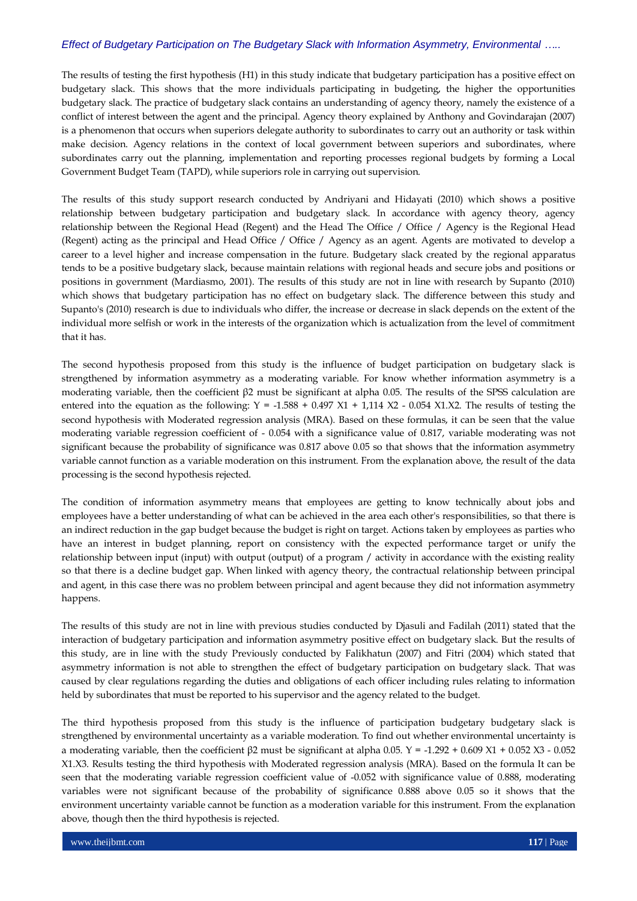The results of testing the first hypothesis (H1) in this study indicate that budgetary participation has a positive effect on budgetary slack. This shows that the more individuals participating in budgeting, the higher the opportunities budgetary slack. The practice of budgetary slack contains an understanding of agency theory, namely the existence of a conflict of interest between the agent and the principal. Agency theory explained by Anthony and Govindarajan (2007) is a phenomenon that occurs when superiors delegate authority to subordinates to carry out an authority or task within make decision. Agency relations in the context of local government between superiors and subordinates, where subordinates carry out the planning, implementation and reporting processes regional budgets by forming a Local Government Budget Team (TAPD), while superiors role in carrying out supervision.

The results of this study support research conducted by Andriyani and Hidayati (2010) which shows a positive relationship between budgetary participation and budgetary slack. In accordance with agency theory, agency relationship between the Regional Head (Regent) and the Head The Office / Office / Agency is the Regional Head (Regent) acting as the principal and Head Office / Office / Agency as an agent. Agents are motivated to develop a career to a level higher and increase compensation in the future. Budgetary slack created by the regional apparatus tends to be a positive budgetary slack, because maintain relations with regional heads and secure jobs and positions or positions in government (Mardiasmo, 2001). The results of this study are not in line with research by Supanto (2010) which shows that budgetary participation has no effect on budgetary slack. The difference between this study and Supanto's (2010) research is due to individuals who differ, the increase or decrease in slack depends on the extent of the individual more selfish or work in the interests of the organization which is actualization from the level of commitment that it has.

The second hypothesis proposed from this study is the influence of budget participation on budgetary slack is strengthened by information asymmetry as a moderating variable. For know whether information asymmetry is a moderating variable, then the coefficient $\beta 2$ must be significant at alpha 0.05. The results of the SPSS calculation are entered into the equation as the following: $Y = -1.588 + 0.497\ X1 + 1{,}114\ X2 - 0.054\ X1.X2$. The results of testing the second hypothesis with Moderated regression analysis (MRA). Based on these formulas, it can be seen that the value moderating variable regression coefficient of - 0.054 with a significance value of 0.817, variable moderating was not significant because the probability of significance was 0.817 above 0.05 so that shows that the information asymmetry variable cannot function as a variable moderation on this instrument. From the explanation above, the result of the data processing is the second hypothesis rejected.

The condition of information asymmetry means that employees are getting to know technically about jobs and employees have a better understanding of what can be achieved in the area each other's responsibilities, so that there is an indirect reduction in the gap budget because the budget is right on target. Actions taken by employees as parties who have an interest in budget planning, report on consistency with the expected performance target or unify the relationship between input (input) with output (output) of a program / activity in accordance with the existing reality so that there is a decline budget gap. When linked with agency theory, the contractual relationship between principal and agent, in this case there was no problem between principal and agent because they did not information asymmetry happens.

The results of this study are not in line with previous studies conducted by Djasuli and Fadilah (2011) stated that the interaction of budgetary participation and information asymmetry positive effect on budgetary slack. But the results of this study, are in line with the study Previously conducted by Falikhatun (2007) and Fitri (2004) which stated that asymmetry information is not able to strengthen the effect of budgetary participation on budgetary slack. That was caused by clear regulations regarding the duties and obligations of each officer including rules relating to information held by subordinates that must be reported to his supervisor and the agency related to the budget.

The third hypothesis proposed from this study is the influence of participation budgetary budgetary slack is strengthened by environmental uncertainty as a variable moderation. To find out whether environmental uncertainty is a moderating variable, then the coefficient $\beta 2$ must be significant at alpha 0.05. $Y = -1.292 + 0.609\ X1 + 0.052\ X3 - 0.052\ X1.X3$. Results testing the third hypothesis with Moderated regression analysis (MRA). Based on the formula It can be seen that the moderating variable regression coefficient value of -0.052 with significance value of 0.888, moderating variables were not significant because of the probability of significance 0.888 above 0.05 so it shows that the environment uncertainty variable cannot be function as a moderation variable for this instrument. From the explanation above, though then the third hypothesis is rejected.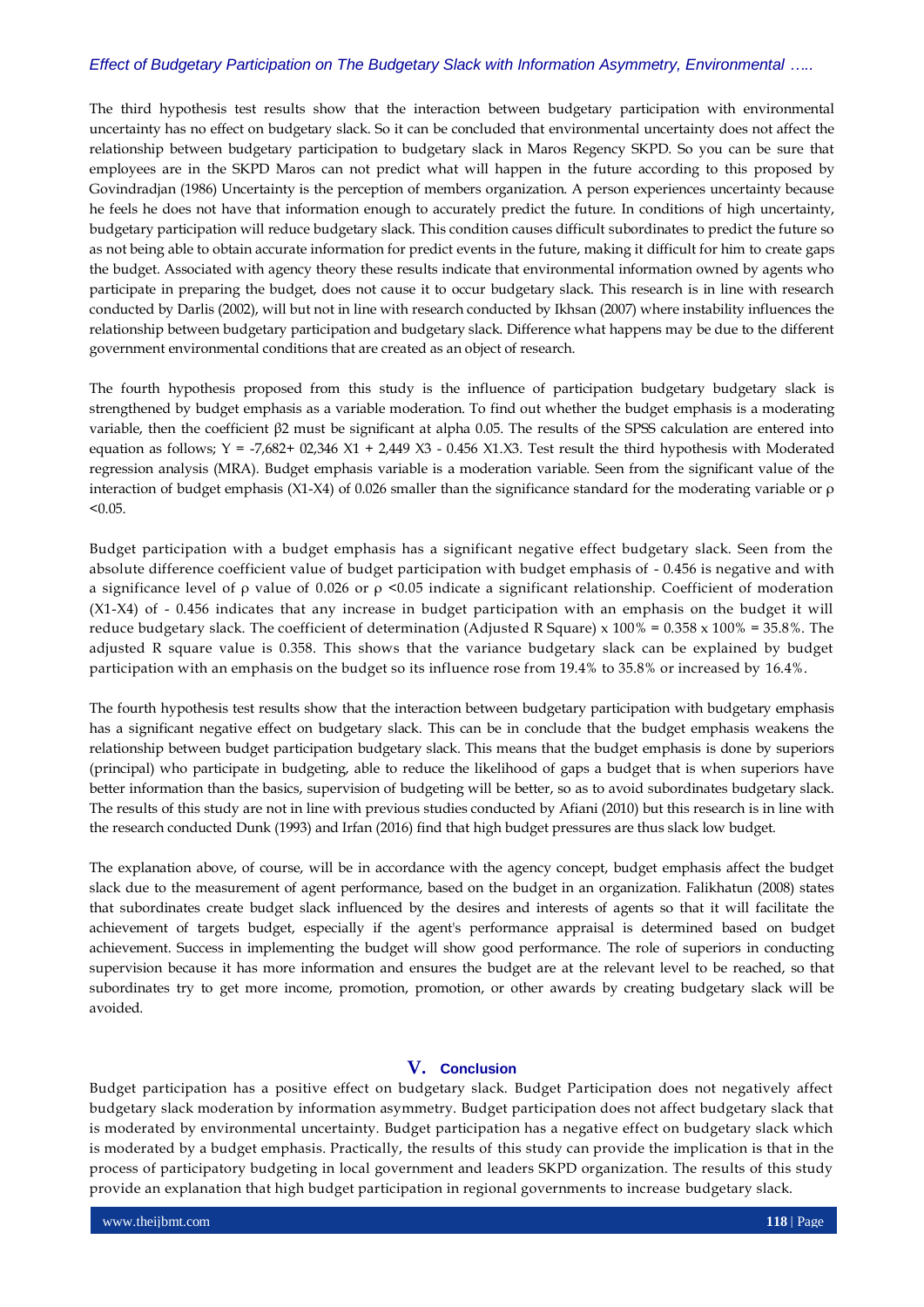The third hypothesis test results show that the interaction between budgetary participation with environmental uncertainty has no effect on budgetary slack. So it can be concluded that environmental uncertainty does not affect the relationship between budgetary participation to budgetary slack in Maros Regency SKPD. So you can be sure that employees are in the SKPD Maros can not predict what will happen in the future according to this proposed by Govindradjan (1986) Uncertainty is the perception of members organization. A person experiences uncertainty because he feels he does not have that information enough to accurately predict the future. In conditions of high uncertainty, budgetary participation will reduce budgetary slack. This condition causes difficult subordinates to predict the future so as not being able to obtain accurate information for predict events in the future, making it difficult for him to create gaps the budget. Associated with agency theory these results indicate that environmental information owned by agents who participate in preparing the budget, does not cause it to occur budgetary slack. This research is in line with research conducted by Darlis (2002), will but not in line with research conducted by Ikhsan (2007) where instability influences the relationship between budgetary participation and budgetary slack. Difference what happens may be due to the different government environmental conditions that are created as an object of research.

The fourth hypothesis proposed from this study is the influence of participation budgetary budgetary slack is strengthened by budget emphasis as a variable moderation. To find out whether the budget emphasis is a moderating variable, then the coefficient β2 must be significant at alpha 0.05. The results of the SPSS calculation are entered into equation as follows; $Y = -7{,}682 + 02{,}346\ X1 + 2{,}449\ X3 - 0.456\ X1.X3$. Test result the third hypothesis with Moderated regression analysis (MRA). Budget emphasis variable is a moderation variable. Seen from the significant value of the interaction of budget emphasis (X1-X4) of 0.026 smaller than the significance standard for the moderating variable or $\rho < 0.05$.

Budget participation with a budget emphasis has a significant negative effect budgetary slack. Seen from the absolute difference coefficient value of budget participation with budget emphasis of - 0.456 is negative and with a significance level of ρ value of 0.026 or $\rho < 0.05$ indicate a significant relationship. Coefficient of moderation (X1-X4) of - 0.456 indicates that any increase in budget participation with an emphasis on the budget it will reduce budgetary slack. The coefficient of determination (Adjusted R Square) x 100% = 0.358 x 100% = 35.8%. The adjusted R square value is 0.358. This shows that the variance budgetary slack can be explained by budget participation with an emphasis on the budget so its influence rose from 19.4% to 35.8% or increased by 16.4%.

The fourth hypothesis test results show that the interaction between budgetary participation with budgetary emphasis has a significant negative effect on budgetary slack. This can be in conclude that the budget emphasis weakens the relationship between budget participation budgetary slack. This means that the budget emphasis is done by superiors (principal) who participate in budgeting, able to reduce the likelihood of gaps a budget that is when superiors have better information than the basics, supervision of budgeting will be better, so as to avoid subordinates budgetary slack. The results of this study are not in line with previous studies conducted by Afiani (2010) but this research is in line with the research conducted Dunk (1993) and Irfan (2016) find that high budget pressures are thus slack low budget.

The explanation above, of course, will be in accordance with the agency concept, budget emphasis affect the budget slack due to the measurement of agent performance, based on the budget in an organization. Falikhatun (2008) states that subordinates create budget slack influenced by the desires and interests of agents so that it will facilitate the achievement of targets budget, especially if the agent's performance appraisal is determined based on budget achievement. Success in implementing the budget will show good performance. The role of superiors in conducting supervision because it has more information and ensures the budget are at the relevant level to be reached, so that subordinates try to get more income, promotion, promotion, or other awards by creating budgetary slack will be avoided.

## V. Conclusion

Budget participation has a positive effect on budgetary slack. Budget Participation does not negatively affect budgetary slack moderation by information asymmetry. Budget participation does not affect budgetary slack that is moderated by environmental uncertainty. Budget participation has a negative effect on budgetary slack which is moderated by a budget emphasis. Practically, the results of this study can provide the implication is that in the process of participatory budgeting in local government and leaders SKPD organization. The results of this study provide an explanation that high budget participation in regional governments to increase budgetary slack.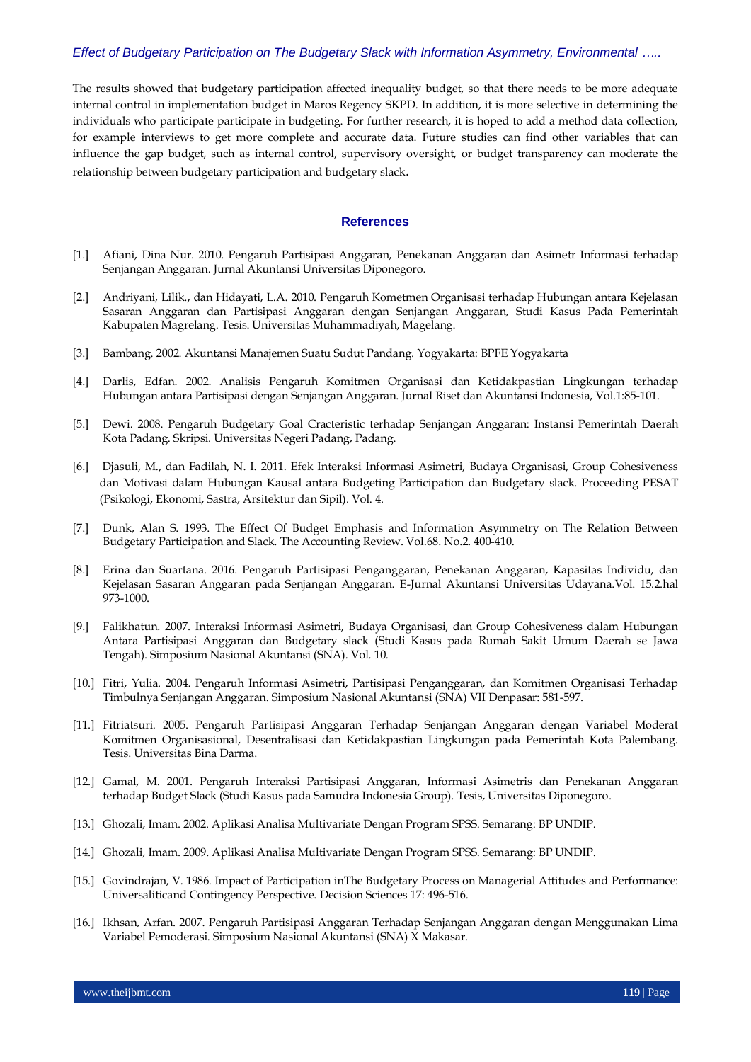The results showed that budgetary participation affected inequality budget, so that there needs to be more adequate internal control in implementation budget in Maros Regency SKPD. In addition, it is more selective in determining the individuals who participate participate in budgeting. For further research, it is hoped to add a method data collection, for example interviews to get more complete and accurate data. Future studies can find other variables that can influence the gap budget, such as internal control, supervisory oversight, or budget transparency can moderate the relationship between budgetary participation and budgetary slack.

## References

[1.] Afiani, Dina Nur. 2010. Pengaruh Partisipasi Anggaran, Penekanan Anggaran dan Asimetr Informasi terhadap Senjangan Anggaran. Jurnal Akuntansi Universitas Diponegoro.

[2.] Andriyani, Lilik., dan Hidayati, L.A. 2010. Pengaruh Kometmen Organisasi terhadap Hubungan antara Kejelasan Sasaran Anggaran dan Partisipasi Anggaran dengan Senjangan Anggaran, Studi Kasus Pada Pemerintah Kabupaten Magrelang. Tesis. Universitas Muhammadiyah, Magelang.

[3.] Bambang. 2002. Akuntansi Manajemen Suatu Sudut Pandang. Yogyakarta: BPFE Yogyakarta

[4.] Darlis, Edfan. 2002. Analisis Pengaruh Komitmen Organisasi dan Ketidakpastian Lingkungan terhadap Hubungan antara Partisipasi dengan Senjangan Anggaran. Jurnal Riset dan Akuntansi Indonesia, Vol.1:85-101.

[5.] Dewi. 2008. Pengaruh Budgetary Goal Cracteristic terhadap Senjangan Anggaran: Instansi Pemerintah Daerah Kota Padang. Skripsi. Universitas Negeri Padang, Padang.

[6.] Djasuli, M., dan Fadilah, N. I. 2011. Efek Interaksi Informasi Asimetri, Budaya Organisasi, Group Cohesiveness dan Motivasi dalam Hubungan Kausal antara Budgeting Participation dan Budgetary slack. Proceeding PESAT (Psikologi, Ekonomi, Sastra, Arsitektur dan Sipil). Vol. 4.

[7.] Dunk, Alan S. 1993. The Effect Of Budget Emphasis and Information Asymmetry on The Relation Between Budgetary Participation and Slack. The Accounting Review. Vol.68. No.2. 400-410.

[8.] Erina dan Suartana. 2016. Pengaruh Partisipasi Penganggaran, Penekanan Anggaran, Kapasitas Individu, dan Kejelasan Sasaran Anggaran pada Senjangan Anggaran. E-Jurnal Akuntansi Universitas Udayana.Vol. 15.2.hal 973-1000.

[9.] Falikhatun. 2007. Interaksi Informasi Asimetri, Budaya Organisasi, dan Group Cohesiveness dalam Hubungan Antara Partisipasi Anggaran dan Budgetary slack (Studi Kasus pada Rumah Sakit Umum Daerah se Jawa Tengah). Simposium Nasional Akuntansi (SNA). Vol. 10.

[10.] Fitri, Yulia. 2004. Pengaruh Informasi Asimetri, Partisipasi Penganggaran, dan Komitmen Organisasi Terhadap Timbulnya Senjangan Anggaran. Simposium Nasional Akuntansi (SNA) VII Denpasar: 581-597.

[11.] Fitriatsuri. 2005. Pengaruh Partisipasi Anggaran Terhadap Senjangan Anggaran dengan Variabel Moderat Komitmen Organisasional, Desentralisasi dan Ketidakpastian Lingkungan pada Pemerintah Kota Palembang. Tesis. Universitas Bina Darma.

[12.] Gamal, M. 2001. Pengaruh Interaksi Partisipasi Anggaran, Informasi Asimetris dan Penekanan Anggaran terhadap Budget Slack (Studi Kasus pada Samudra Indonesia Group). Tesis, Universitas Diponegoro.

[13.] Ghozali, Imam. 2002. Aplikasi Analisa Multivariate Dengan Program SPSS. Semarang: BP UNDIP.

[14.] Ghozali, Imam. 2009. Aplikasi Analisa Multivariate Dengan Program SPSS. Semarang: BP UNDIP.

[15.] Govindrajan, V. 1986. Impact of Participation inThe Budgetary Process on Managerial Attitudes and Performance: Universaliticand Contingency Perspective. Decision Sciences 17: 496-516.

[16.] Ikhsan, Arfan. 2007. Pengaruh Partisipasi Anggaran Terhadap Senjangan Anggaran dengan Menggunakan Lima Variabel Pemoderasi. Simposium Nasional Akuntansi (SNA) X Makasar.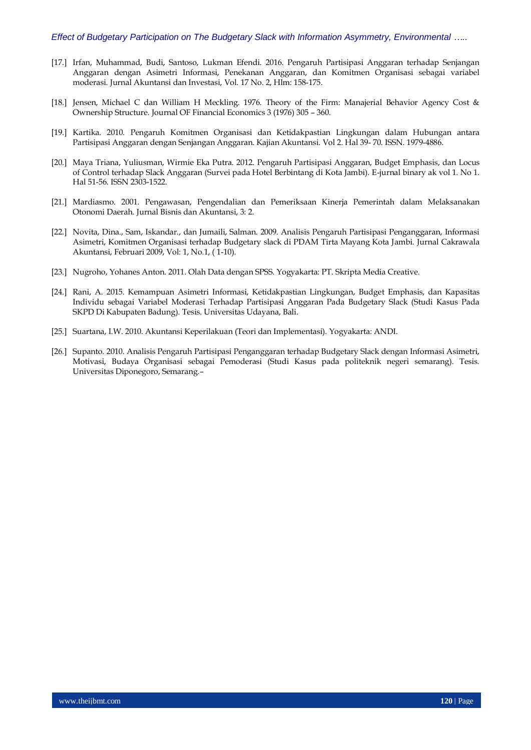[17.] Irfan, Muhammad, Budi, Santoso, Lukman Efendi. 2016. Pengaruh Partisipasi Anggaran terhadap Senjangan Anggaran dengan Asimetri Informasi, Penekanan Anggaran, dan Komitmen Organisasi sebagai variabel moderasi. Jurnal Akuntansi dan Investasi, Vol. 17 No. 2, Hlm: 158-175.

[18.] Jensen, Michael C dan William H Meckling. 1976. Theory of the Firm: Manajerial Behavior Agency Cost & Ownership Structure. Journal OF Financial Economics 3 (1976) 305 – 360.

[19.] Kartika. 2010. Pengaruh Komitmen Organisasi dan Ketidakpastian Lingkungan dalam Hubungan antara Partisipasi Anggaran dengan Senjangan Anggaran. Kajian Akuntansi. Vol 2. Hal 39- 70. ISSN. 1979-4886.

[20.] Maya Triana, Yuliusman, Wirmie Eka Putra. 2012. Pengaruh Partisipasi Anggaran, Budget Emphasis, dan Locus of Control terhadap Slack Anggaran (Survei pada Hotel Berbintang di Kota Jambi). E-jurnal binary ak vol 1. No 1. Hal 51-56. ISSN 2303-1522.

[21.] Mardiasmo. 2001. Pengawasan, Pengendalian dan Pemeriksaan Kinerja Pemerintah dalam Melaksanakan Otonomi Daerah. Jurnal Bisnis dan Akuntansi, 3: 2.

[22.] Novita, Dina., Sam, Iskandar., dan Jumaili, Salman. 2009. Analisis Pengaruh Partisipasi Penganggaran, Informasi Asimetri, Komitmen Organisasi terhadap Budgetary slack di PDAM Tirta Mayang Kota Jambi. Jurnal Cakrawala Akuntansi, Februari 2009, Vol: 1, No.1, ( 1-10).

[23.] Nugroho, Yohanes Anton. 2011. Olah Data dengan SPSS. Yogyakarta: PT. Skripta Media Creative.

[24.] Rani, A. 2015. Kemampuan Asimetri Informasi, Ketidakpastian Lingkungan, Budget Emphasis, dan Kapasitas Individu sebagai Variabel Moderasi Terhadap Partisipasi Anggaran Pada Budgetary Slack (Studi Kasus Pada SKPD Di Kabupaten Badung). Tesis. Universitas Udayana, Bali.

[25.] Suartana, I.W. 2010. Akuntansi Keperilakuan (Teori dan Implementasi). Yogyakarta: ANDI.

[26.] Supanto. 2010. Analisis Pengaruh Partisipasi Penganggaran terhadap Budgetary Slack dengan Informasi Asimetri, Motivasi, Budaya Organisasi sebagai Pemoderasi (Studi Kasus pada politeknik negeri semarang). Tesis. Universitas Diponegoro, Semarang.–